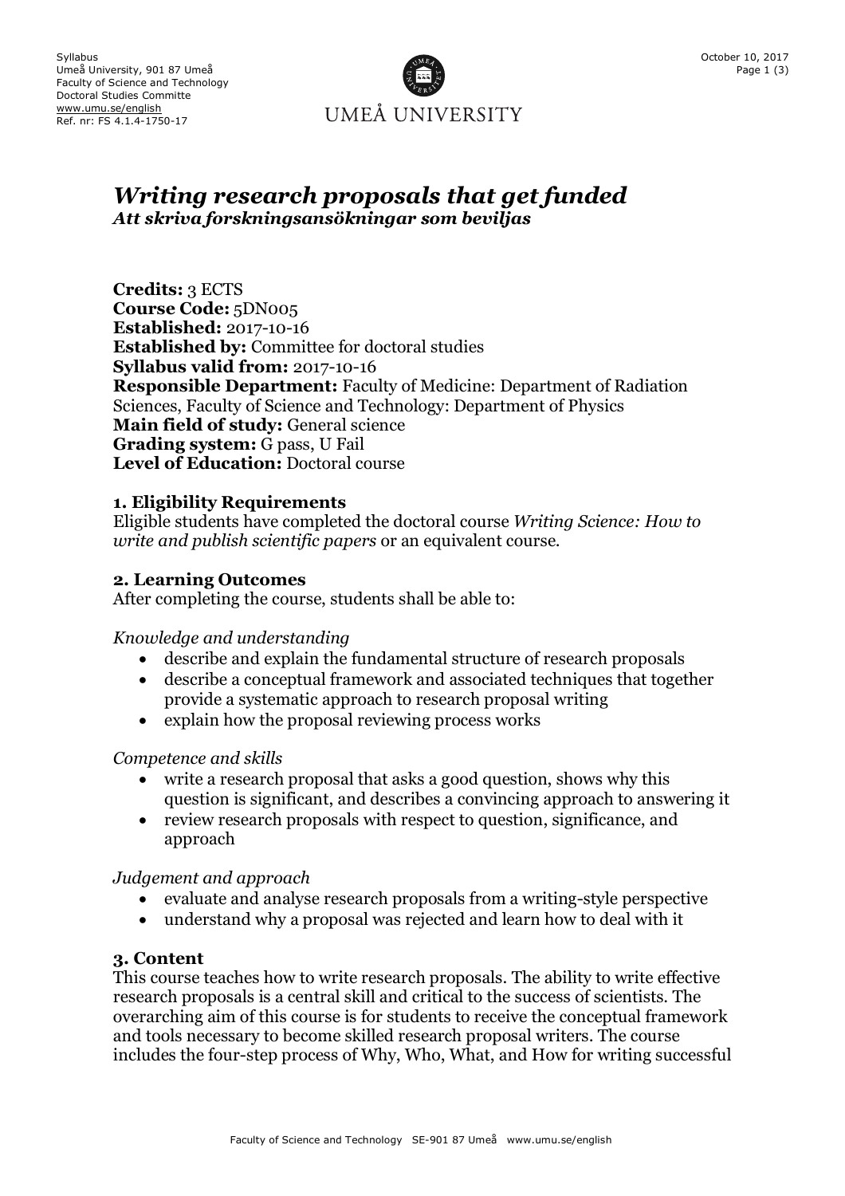Syllabus
Umeå University, 901 87 Umeå
Faculty of Science and Technology
Doctoral Studies Committe
www.umu.se/english
Ref. nr: FS 4.1.4-1750-17

October 10, 2017

UMEÅ UNIVERSITY

# *Writing research proposals that get funded*
## *Att skriva forskningsansökningar som beviljas*

**Credits:** 3 ECTS
**Course Code:** 5DN005
**Established:** 2017-10-16
**Established by:** Committee for doctoral studies
**Syllabus valid from:** 2017-10-16
**Responsible Department:** Faculty of Medicine: Department of Radiation Sciences, Faculty of Science and Technology: Department of Physics
**Main field of study:** General science
**Grading system:** G pass, U Fail
**Level of Education:** Doctoral course

### 1. Eligibility Requirements

Eligible students have completed the doctoral course *Writing Science: How to write and publish scientific papers* or an equivalent course.

### 2. Learning Outcomes

After completing the course, students shall be able to:

*Knowledge and understanding*

- describe and explain the fundamental structure of research proposals
- describe a conceptual framework and associated techniques that together provide a systematic approach to research proposal writing
- explain how the proposal reviewing process works

*Competence and skills*

- write a research proposal that asks a good question, shows why this question is significant, and describes a convincing approach to answering it
- review research proposals with respect to question, significance, and approach

*Judgement and approach*

- evaluate and analyse research proposals from a writing-style perspective
- understand why a proposal was rejected and learn how to deal with it

### 3. Content

This course teaches how to write research proposals. The ability to write effective research proposals is a central skill and critical to the success of scientists. The overarching aim of this course is for students to receive the conceptual framework and tools necessary to become skilled research proposal writers. The course includes the four-step process of Why, Who, What, and How for writing successful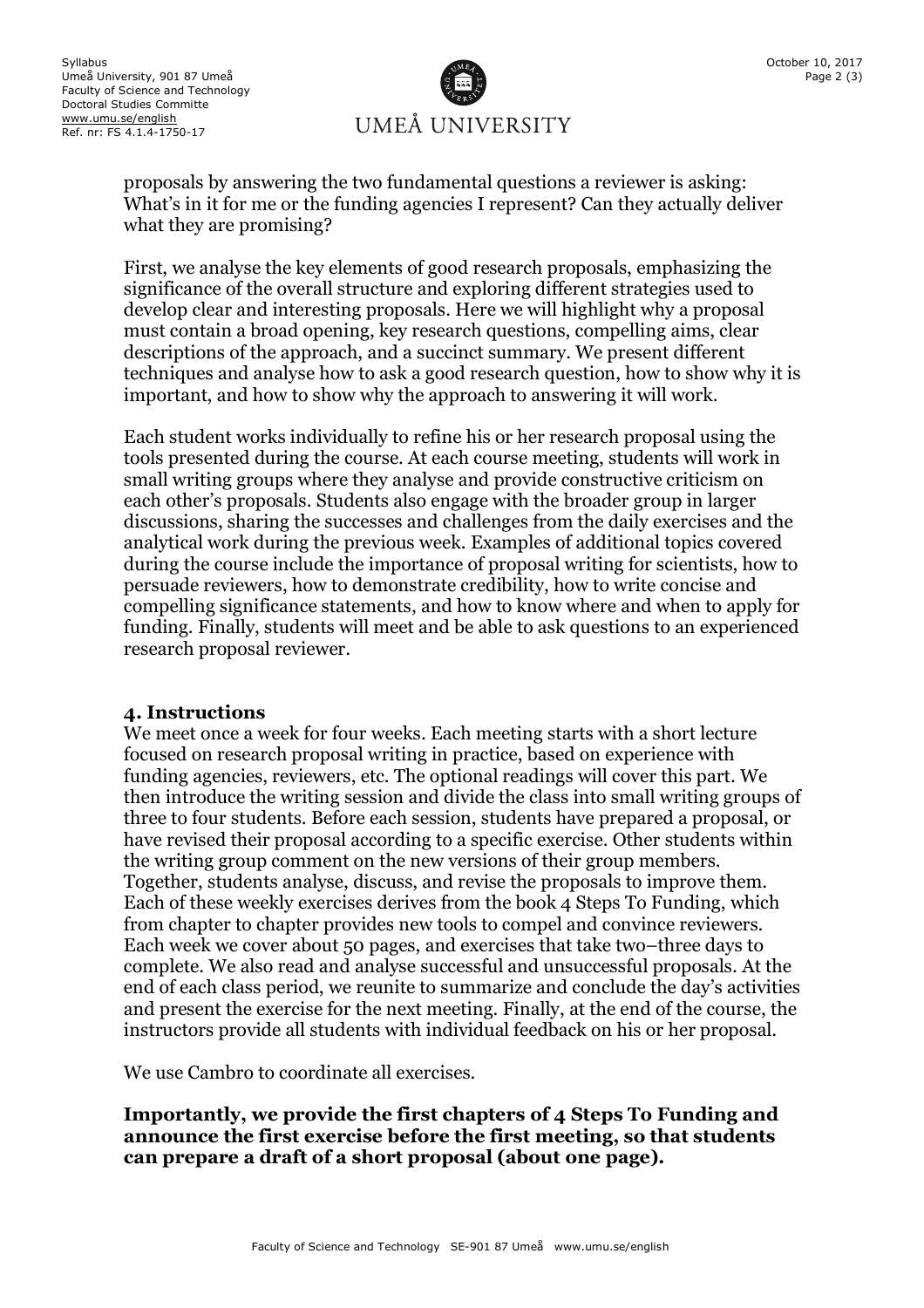proposals by answering the two fundamental questions a reviewer is asking: What's in it for me or the funding agencies I represent? Can they actually deliver what they are promising?

First, we analyse the key elements of good research proposals, emphasizing the significance of the overall structure and exploring different strategies used to develop clear and interesting proposals. Here we will highlight why a proposal must contain a broad opening, key research questions, compelling aims, clear descriptions of the approach, and a succinct summary. We present different techniques and analyse how to ask a good research question, how to show why it is important, and how to show why the approach to answering it will work.

Each student works individually to refine his or her research proposal using the tools presented during the course. At each course meeting, students will work in small writing groups where they analyse and provide constructive criticism on each other's proposals. Students also engage with the broader group in larger discussions, sharing the successes and challenges from the daily exercises and the analytical work during the previous week. Examples of additional topics covered during the course include the importance of proposal writing for scientists, how to persuade reviewers, how to demonstrate credibility, how to write concise and compelling significance statements, and how to know where and when to apply for funding. Finally, students will meet and be able to ask questions to an experienced research proposal reviewer.

## 4. Instructions

We meet once a week for four weeks. Each meeting starts with a short lecture focused on research proposal writing in practice, based on experience with funding agencies, reviewers, etc. The optional readings will cover this part. We then introduce the writing session and divide the class into small writing groups of three to four students. Before each session, students have prepared a proposal, or have revised their proposal according to a specific exercise. Other students within the writing group comment on the new versions of their group members. Together, students analyse, discuss, and revise the proposals to improve them. Each of these weekly exercises derives from the book 4 Steps To Funding, which from chapter to chapter provides new tools to compel and convince reviewers. Each week we cover about 50 pages, and exercises that take two–three days to complete. We also read and analyse successful and unsuccessful proposals. At the end of each class period, we reunite to summarize and conclude the day's activities and present the exercise for the next meeting. Finally, at the end of the course, the instructors provide all students with individual feedback on his or her proposal.

We use Cambro to coordinate all exercises.

**Importantly, we provide the first chapters of 4 Steps To Funding and announce the first exercise before the first meeting, so that students can prepare a draft of a short proposal (about one page).**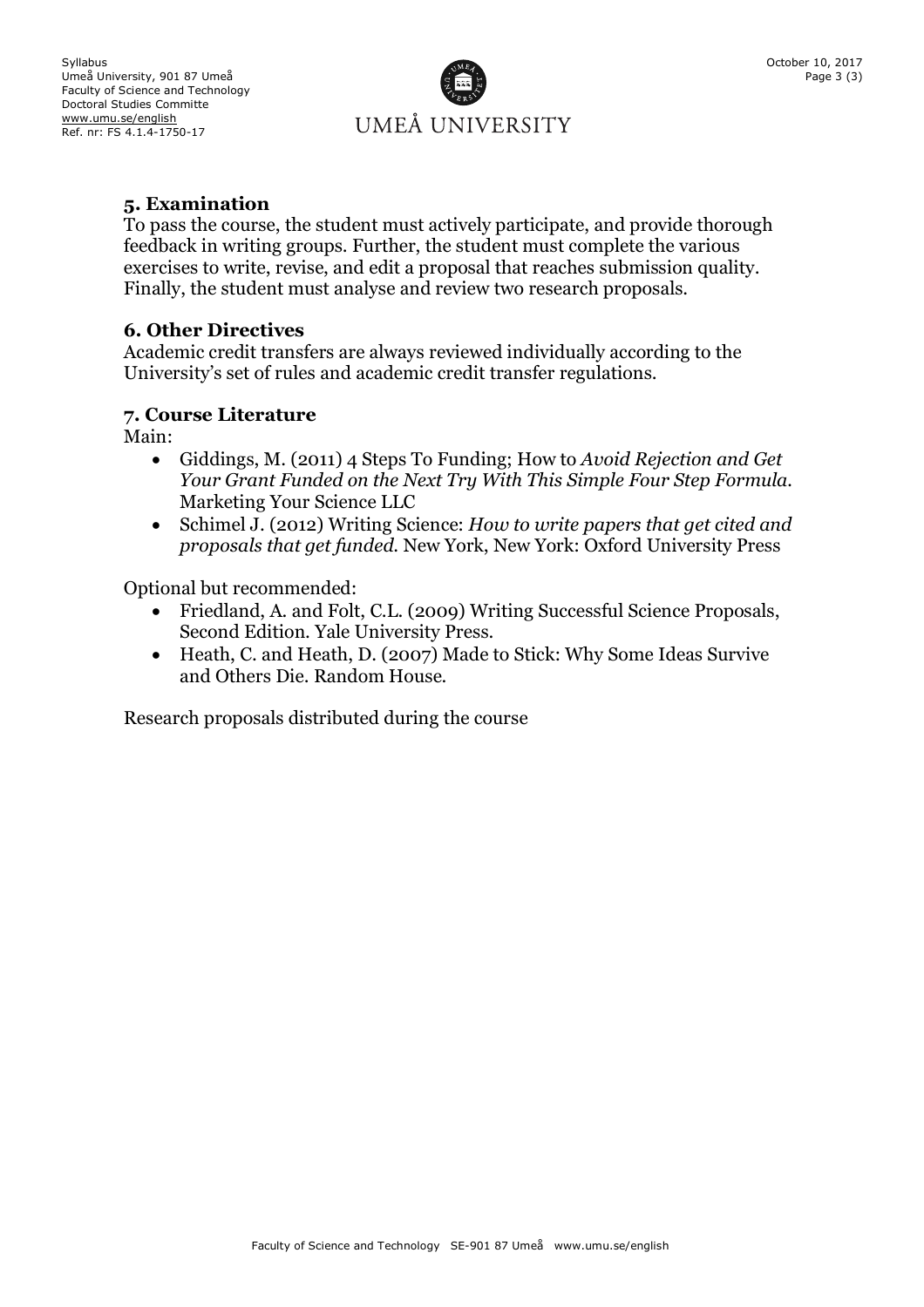## 5. Examination

To pass the course, the student must actively participate, and provide thorough feedback in writing groups. Further, the student must complete the various exercises to write, revise, and edit a proposal that reaches submission quality. Finally, the student must analyse and review two research proposals.

## 6. Other Directives

Academic credit transfers are always reviewed individually according to the University's set of rules and academic credit transfer regulations.

## 7. Course Literature

Main:

- Giddings, M. (2011) 4 Steps To Funding; How to *Avoid Rejection and Get Your Grant Funded on the Next Try With This Simple Four Step Formula*. Marketing Your Science LLC
- Schimel J. (2012) Writing Science: *How to write papers that get cited and proposals that get funded*. New York, New York: Oxford University Press

Optional but recommended:

- Friedland, A. and Folt, C.L. (2009) Writing Successful Science Proposals, Second Edition. Yale University Press.
- Heath, C. and Heath, D. (2007) Made to Stick: Why Some Ideas Survive and Others Die. Random House.

Research proposals distributed during the course